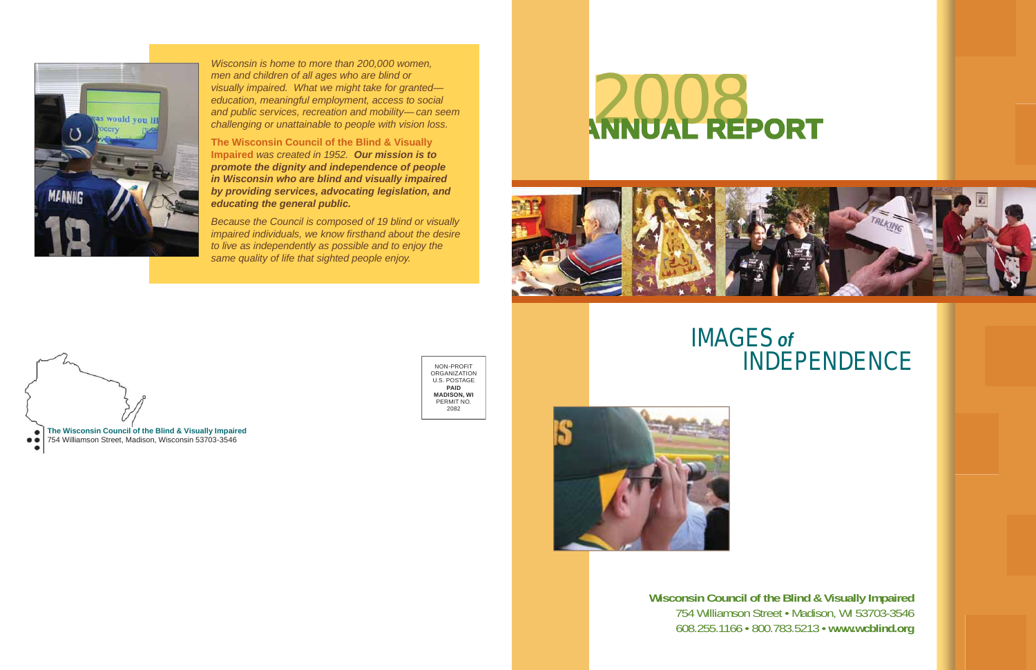*Wisconsin is home to more than 200,000 women, men and children of all ages who are blind or visually impaired. What we might take for granted—education, meaningful employment, access to social and public services, recreation and mobility—can seem challenging or unattainable to people with vision loss.*

**The Wisconsin Council of the Blind & Visually Impaired** *was created in 1952.* ***Our mission is to promote the dignity and independence of people in Wisconsin who are blind and visually impaired by providing services, advocating legislation, and educating the general public.***

*Because the Council is composed of 19 blind or visually impaired individuals, we know firsthand about the desire to live as independently as possible and to enjoy the same quality of life that sighted people enjoy.*

**The Wisconsin Council of the Blind & Visually Impaired**
754 Williamson Street, Madison, Wisconsin 53703-3546

NON-PROFIT ORGANIZATION
U.S. POSTAGE
**PAID**
**MADISON, WI**
PERMIT NO. 2082

# 2008 ANNUAL REPORT

## IMAGES *of* INDEPENDENCE

**Wisconsin Council of the Blind & Visually Impaired**
754 Williamson Street • Madison, WI 53703-3546
608.255.1166 • 800.783.5213 • **www.wcblind.org**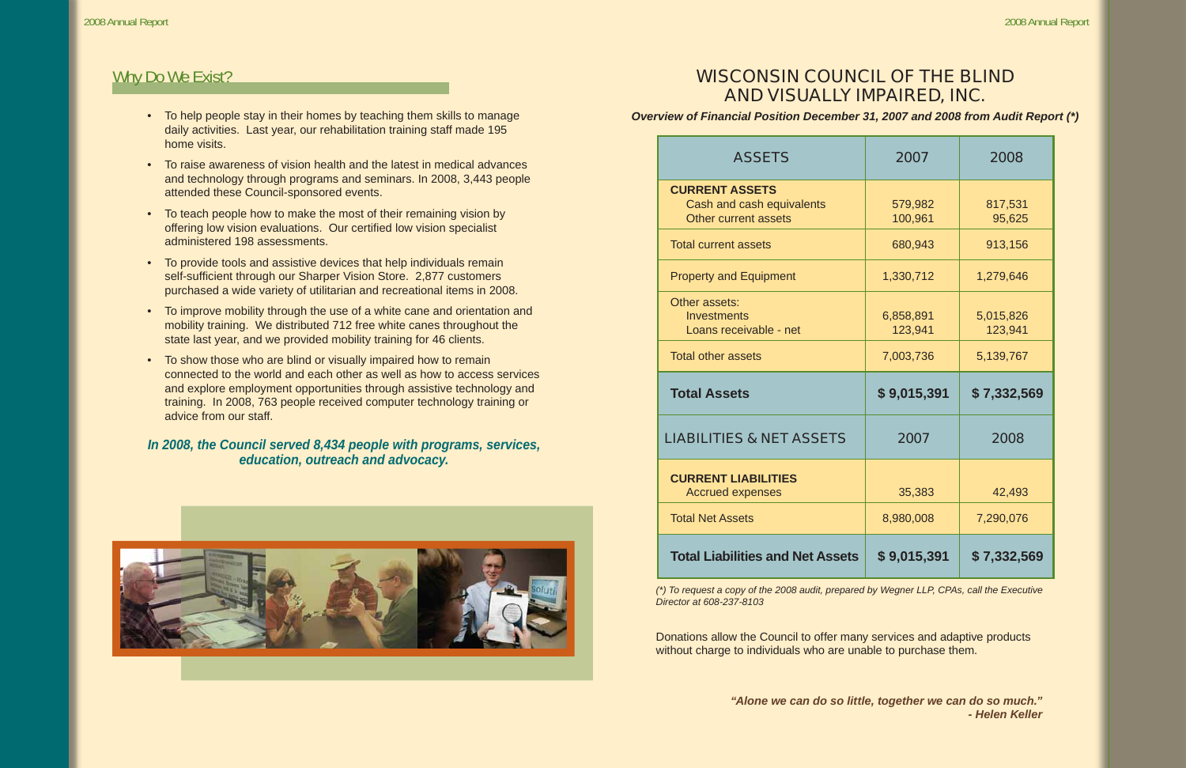## Why Do We Exist?

- To help people stay in their homes by teaching them skills to manage daily activities. Last year, our rehabilitation training staff made 195 home visits.
- To raise awareness of vision health and the latest in medical advances and technology through programs and seminars. In 2008, 3,443 people attended these Council-sponsored events.
- To teach people how to make the most of their remaining vision by offering low vision evaluations. Our certified low vision specialist administered 198 assessments.
- To provide tools and assistive devices that help individuals remain self-sufficient through our Sharper Vision Store. 2,877 customers purchased a wide variety of utilitarian and recreational items in 2008.
- To improve mobility through the use of a white cane and orientation and mobility training. We distributed 712 free white canes throughout the state last year, and we provided mobility training for 46 clients.
- To show those who are blind or visually impaired how to remain connected to the world and each other as well as how to access services and explore employment opportunities through assistive technology and training. In 2008, 763 people received computer technology training or advice from our staff.

***In 2008, the Council served 8,434 people with programs, services, education, outreach and advocacy.***

# WISCONSIN COUNCIL OF THE BLIND AND VISUALLY IMPAIRED, INC.

***Overview of Financial Position December 31, 2007 and 2008 from Audit Report (*)***

| ASSETS | 2007 | 2008 |
|---|---|---|
| **CURRENT ASSETS** | | |
| Cash and cash equivalents | 579,982 | 817,531 |
| Other current assets | 100,961 | 95,625 |
| Total current assets | 680,943 | 913,156 |
| Property and Equipment | 1,330,712 | 1,279,646 |
| Other assets: | | |
| Investments | 6,858,891 | 5,015,826 |
| Loans receivable - net | 123,941 | 123,941 |
| Total other assets | 7,003,736 | 5,139,767 |
| **Total Assets** | **$ 9,015,391** | **$ 7,332,569** |
| LIABILITIES & NET ASSETS | 2007 | 2008 |
| **CURRENT LIABILITIES** | | |
| Accrued expenses | 35,383 | 42,493 |
| Total Net Assets | 8,980,008 | 7,290,076 |
| **Total Liabilities and Net Assets** | **$ 9,015,391** | **$ 7,332,569** |

*(*) To request a copy of the 2008 audit, prepared by Wegner LLP, CPAs, call the Executive Director at 608-237-8103*

Donations allow the Council to offer many services and adaptive products without charge to individuals who are unable to purchase them.

***"Alone we can do so little, together we can do so much." - Helen Keller***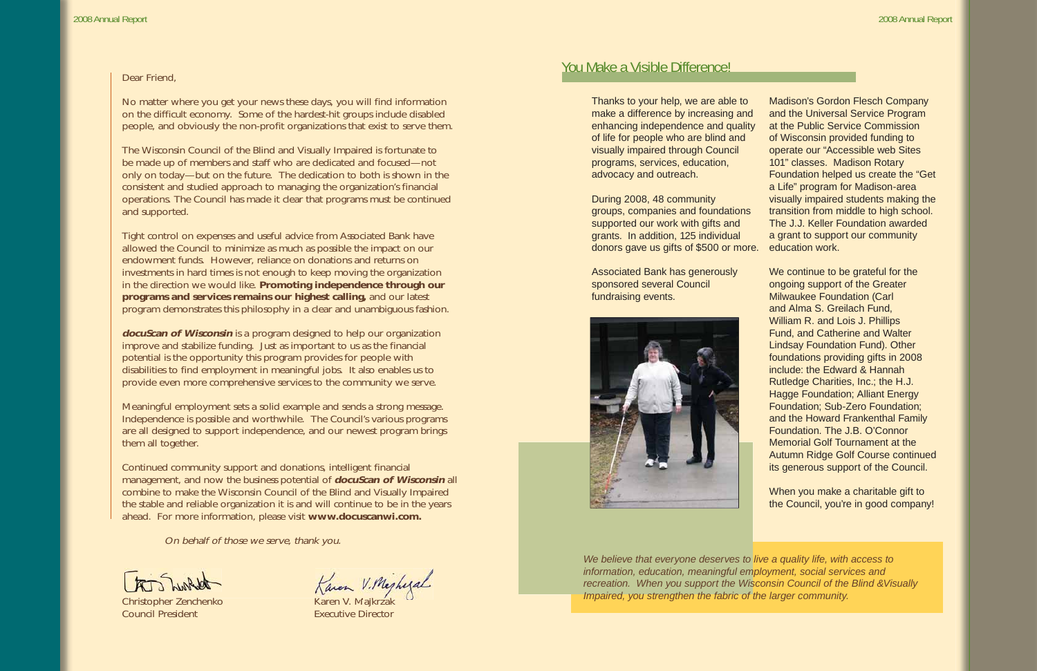Dear Friend,

No matter where you get your news these days, you will find information on the difficult economy. Some of the hardest-hit groups include disabled people, and obviously the non-profit organizations that exist to serve them.

The Wisconsin Council of the Blind and Visually Impaired is fortunate to be made up of members and staff who are dedicated and focused—not only on today—but on the future. The dedication to both is shown in the consistent and studied approach to managing the organization's financial operations. The Council has made it clear that programs must be continued and supported.

Tight control on expenses and useful advice from Associated Bank have allowed the Council to minimize as much as possible the impact on our endowment funds. However, reliance on donations and returns on investments in hard times is not enough to keep moving the organization in the direction we would like. **Promoting independence through our programs and services remains our highest calling,** and our latest program demonstrates this philosophy in a clear and unambiguous fashion.

***docuScan of Wisconsin*** is a program designed to help our organization improve and stabilize funding. Just as important to us as the financial potential is the opportunity this program provides for people with disabilities to find employment in meaningful jobs. It also enables us to provide even more comprehensive services to the community we serve.

Meaningful employment sets a solid example and sends a strong message. Independence is possible and worthwhile. The Council's various programs are all designed to support independence, and our newest program brings them all together.

Continued community support and donations, intelligent financial management, and now the business potential of ***docuScan of Wisconsin*** all combine to make the Wisconsin Council of the Blind and Visually Impaired the stable and reliable organization it is and will continue to be in the years ahead. For more information, please visit **www.docuscanwi.com.**

*On behalf of those we serve, thank you.*

Christopher Zenchenko
Council President

Karen V. Majkrzak
Executive Director

## You Make a Visible Difference!

Thanks to your help, we are able to make a difference by increasing and enhancing independence and quality of life for people who are blind and visually impaired through Council programs, services, education, advocacy and outreach.

During 2008, 48 community groups, companies and foundations supported our work with gifts and grants. In addition, 125 individual donors gave us gifts of $500 or more.

Associated Bank has generously sponsored several Council fundraising events.

Madison's Gordon Flesch Company and the Universal Service Program at the Public Service Commission of Wisconsin provided funding to operate our "Accessible web Sites 101" classes. Madison Rotary Foundation helped us create the "Get a Life" program for Madison-area visually impaired students making the transition from middle to high school. The J.J. Keller Foundation awarded a grant to support our community education work.

We continue to be grateful for the ongoing support of the Greater Milwaukee Foundation (Carl and Alma S. Greilach Fund, William R. and Lois J. Phillips Fund, and Catherine and Walter Lindsay Foundation Fund). Other foundations providing gifts in 2008 include: the Edward & Hannah Rutledge Charities, Inc.; the H.J. Hagge Foundation; Alliant Energy Foundation; Sub-Zero Foundation; and the Howard Frankenthal Family Foundation. The J.B. O'Connor Memorial Golf Tournament at the Autumn Ridge Golf Course continued its generous support of the Council.

When you make a charitable gift to the Council, you're in good company!

*We believe that everyone deserves to live a quality life, with access to information, education, meaningful employment, social services and recreation. When you support the Wisconsin Council of the Blind &Visually Impaired, you strengthen the fabric of the larger community.*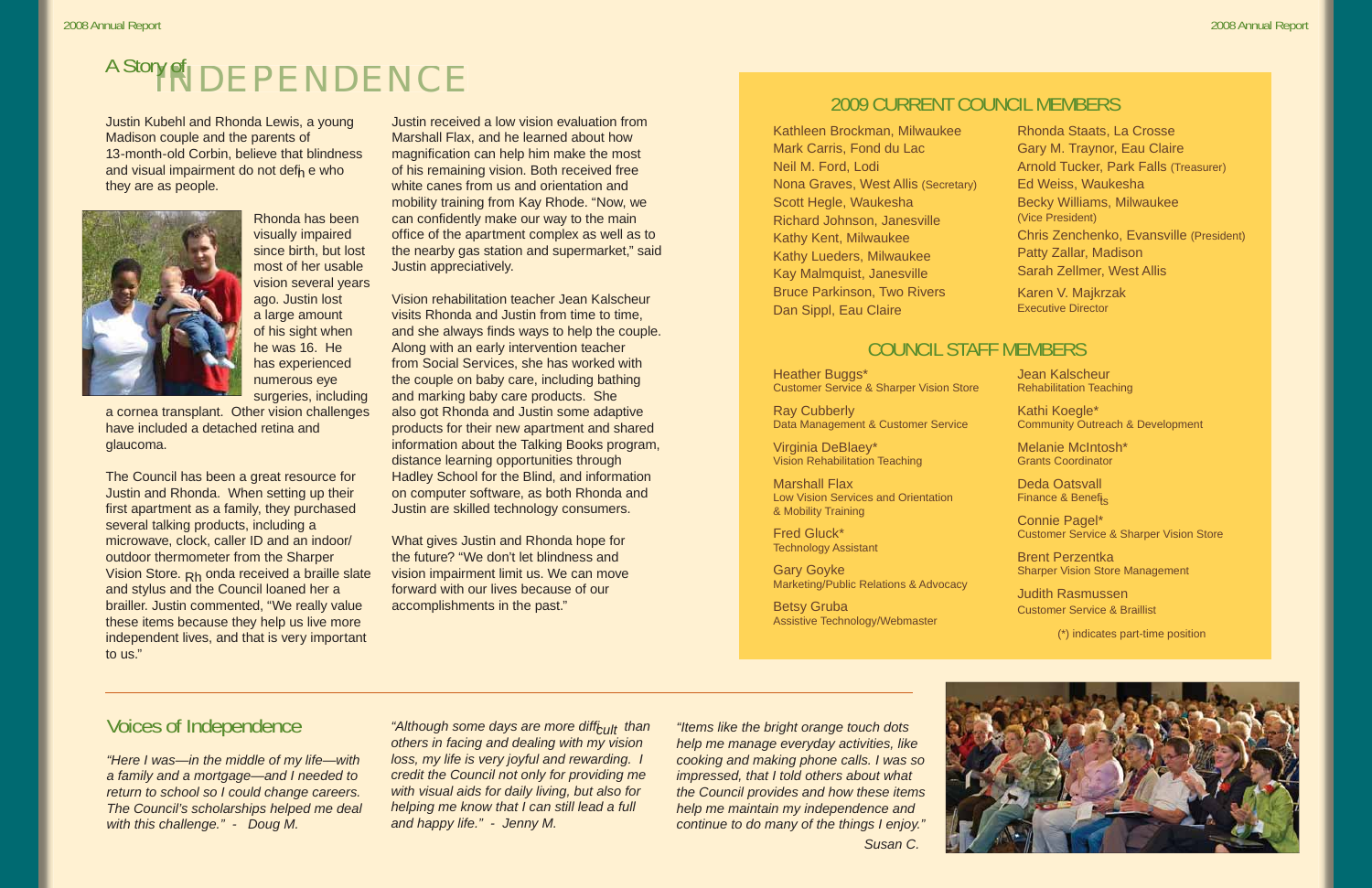# A Story of INDEPENDENCE

Justin Kubehl and Rhonda Lewis, a young Madison couple and the parents of 13-month-old Corbin, believe that blindness and visual impairment do not define who they are as people.

Rhonda has been visually impaired since birth, but lost most of her usable vision several years ago. Justin lost a large amount of his sight when he was 16. He has experienced numerous eye surgeries, including a cornea transplant. Other vision challenges have included a detached retina and glaucoma.

The Council has been a great resource for Justin and Rhonda. When setting up their first apartment as a family, they purchased several talking products, including a microwave, clock, caller ID and an indoor/outdoor thermometer from the Sharper Vision Store. Rhonda received a braille slate and stylus and the Council loaned her a brailler. Justin commented, "We really value these items because they help us live more independent lives, and that is very important to us."

Justin received a low vision evaluation from Marshall Flax, and he learned about how magnification can help him make the most of his remaining vision. Both received free white canes from us and orientation and mobility training from Kay Rhode. "Now, we can confidently make our way to the main office of the apartment complex as well as to the nearby gas station and supermarket," said Justin appreciatively.

Vision rehabilitation teacher Jean Kalscheur visits Rhonda and Justin from time to time, and she always finds ways to help the couple. Along with an early intervention teacher from Social Services, she has worked with the couple on baby care, including bathing and marking baby care products. She also got Rhonda and Justin some adaptive products for their new apartment and shared information about the Talking Books program, distance learning opportunities through Hadley School for the Blind, and information on computer software, as both Rhonda and Justin are skilled technology consumers.

What gives Justin and Rhonda hope for the future? "We don't let blindness and vision impairment limit us. We can move forward with our lives because of our accomplishments in the past."

## 2009 CURRENT COUNCIL MEMBERS

Kathleen Brockman, Milwaukee
Mark Carris, Fond du Lac
Neil M. Ford, Lodi
Nona Graves, West Allis (Secretary)
Scott Hegle, Waukesha
Richard Johnson, Janesville
Kathy Kent, Milwaukee
Kathy Lueders, Milwaukee
Kay Malmquist, Janesville
Bruce Parkinson, Two Rivers
Dan Sippl, Eau Claire
Rhonda Staats, La Crosse
Gary M. Traynor, Eau Claire
Arnold Tucker, Park Falls (Treasurer)
Ed Weiss, Waukesha
Becky Williams, Milwaukee (Vice President)
Chris Zenchenko, Evansville (President)
Patty Zallar, Madison
Sarah Zellmer, West Allis
Karen V. Majkrzak
Executive Director

## COUNCIL STAFF MEMBERS

Heather Buggs*
Customer Service & Sharper Vision Store

Ray Cubberly
Data Management & Customer Service

Virginia DeBlaey*
Vision Rehabilitation Teaching

Marshall Flax
Low Vision Services and Orientation & Mobility Training

Fred Gluck*
Technology Assistant

Gary Goyke
Marketing/Public Relations & Advocacy

Betsy Gruba
Assistive Technology/Webmaster

Jean Kalscheur
Rehabilitation Teaching

Kathi Koegle*
Community Outreach & Development

Melanie McIntosh*
Grants Coordinator

Deda Oatsvall
Finance & Benefits

Connie Pagel*
Customer Service & Sharper Vision Store

Brent Perzentka
Sharper Vision Store Management

Judith Rasmussen
Customer Service & Braillist

(*) indicates part-time position

## Voices of Independence

*"Here I was—in the middle of my life—with a family and a mortgage—and I needed to return to school so I could change careers. The Council's scholarships helped me deal with this challenge." - Doug M.*

*"Although some days are more difficult than others in facing and dealing with my vision loss, my life is very joyful and rewarding. I credit the Council not only for providing me with visual aids for daily living, but also for helping me know that I can still lead a full and happy life." - Jenny M.*

*"Items like the bright orange touch dots help me manage everyday activities, like cooking and making phone calls. I was so impressed, that I told others about what the Council provides and how these items help me maintain my independence and continue to do many of the things I enjoy."*
*Susan C.*